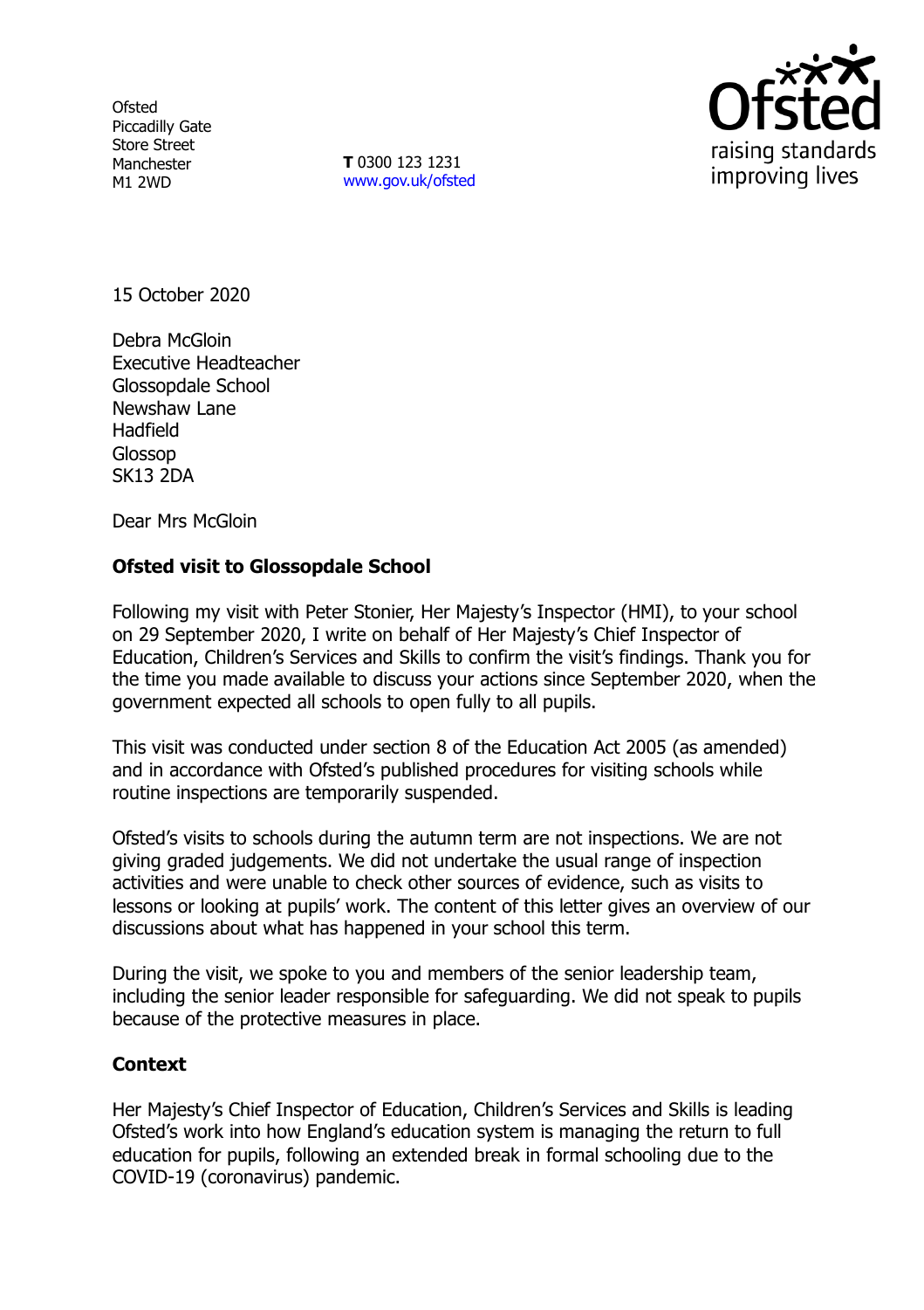Ofsted
Piccadilly Gate
Store Street
Manchester
M1 2WD

**T** 0300 123 1231
www.gov.uk/ofsted

15 October 2020

Debra McGloin
Executive Headteacher
Glossopdale School
Newshaw Lane
Hadfield
Glossop
SK13 2DA

Dear Mrs McGloin

**Ofsted visit to Glossopdale School**

Following my visit with Peter Stonier, Her Majesty's Inspector (HMI), to your school on 29 September 2020, I write on behalf of Her Majesty's Chief Inspector of Education, Children's Services and Skills to confirm the visit's findings. Thank you for the time you made available to discuss your actions since September 2020, when the government expected all schools to open fully to all pupils.

This visit was conducted under section 8 of the Education Act 2005 (as amended) and in accordance with Ofsted's published procedures for visiting schools while routine inspections are temporarily suspended.

Ofsted's visits to schools during the autumn term are not inspections. We are not giving graded judgements. We did not undertake the usual range of inspection activities and were unable to check other sources of evidence, such as visits to lessons or looking at pupils' work. The content of this letter gives an overview of our discussions about what has happened in your school this term.

During the visit, we spoke to you and members of the senior leadership team, including the senior leader responsible for safeguarding. We did not speak to pupils because of the protective measures in place.

**Context**

Her Majesty's Chief Inspector of Education, Children's Services and Skills is leading Ofsted's work into how England's education system is managing the return to full education for pupils, following an extended break in formal schooling due to the COVID-19 (coronavirus) pandemic.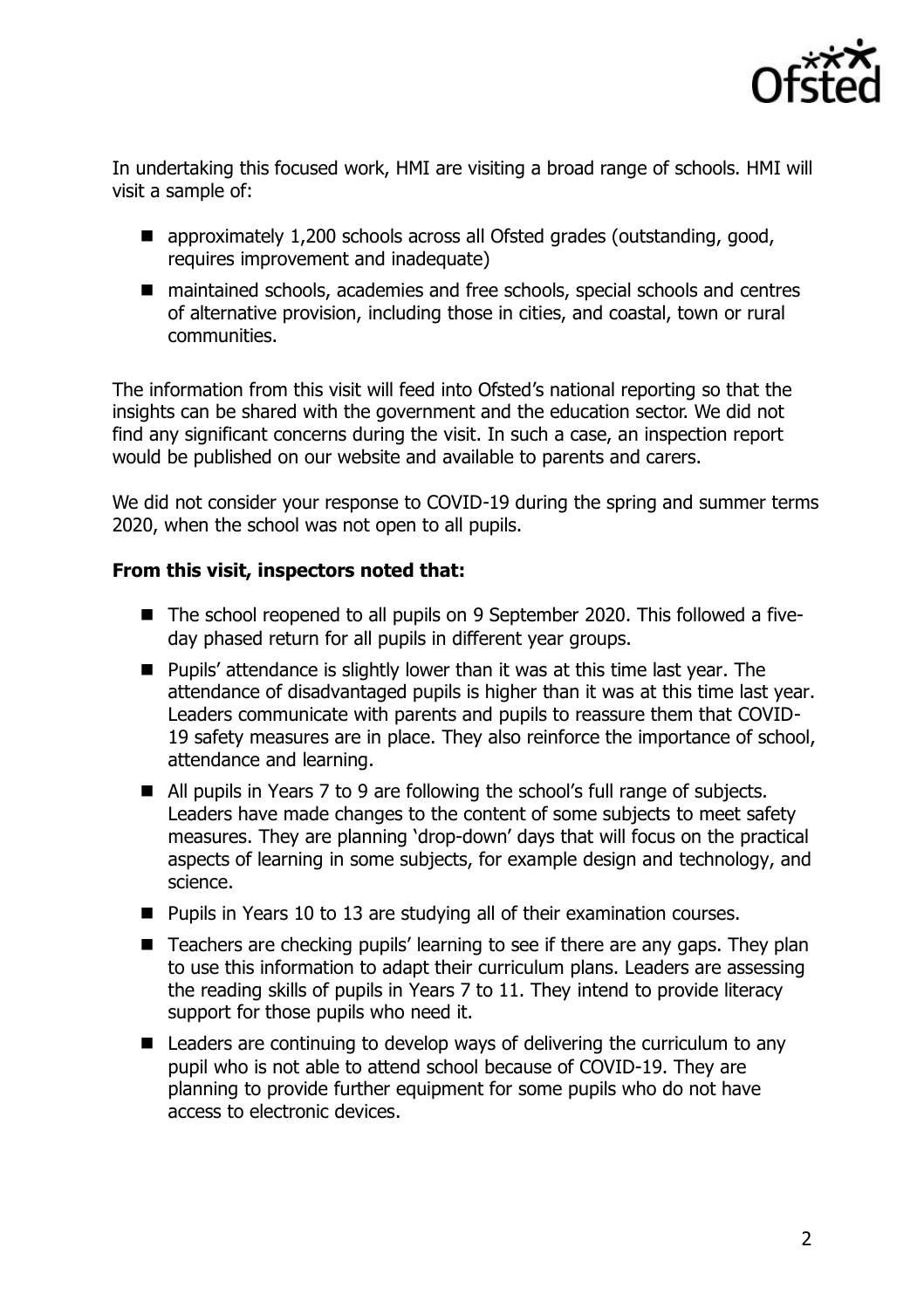In undertaking this focused work, HMI are visiting a broad range of schools. HMI will visit a sample of:

- approximately 1,200 schools across all Ofsted grades (outstanding, good, requires improvement and inadequate)
- maintained schools, academies and free schools, special schools and centres of alternative provision, including those in cities, and coastal, town or rural communities.

The information from this visit will feed into Ofsted's national reporting so that the insights can be shared with the government and the education sector. We did not find any significant concerns during the visit. In such a case, an inspection report would be published on our website and available to parents and carers.

We did not consider your response to COVID-19 during the spring and summer terms 2020, when the school was not open to all pupils.

**From this visit, inspectors noted that:**

- The school reopened to all pupils on 9 September 2020. This followed a five-day phased return for all pupils in different year groups.
- Pupils' attendance is slightly lower than it was at this time last year. The attendance of disadvantaged pupils is higher than it was at this time last year. Leaders communicate with parents and pupils to reassure them that COVID-19 safety measures are in place. They also reinforce the importance of school, attendance and learning.
- All pupils in Years 7 to 9 are following the school's full range of subjects. Leaders have made changes to the content of some subjects to meet safety measures. They are planning 'drop-down' days that will focus on the practical aspects of learning in some subjects, for example design and technology, and science.
- Pupils in Years 10 to 13 are studying all of their examination courses.
- Teachers are checking pupils' learning to see if there are any gaps. They plan to use this information to adapt their curriculum plans. Leaders are assessing the reading skills of pupils in Years 7 to 11. They intend to provide literacy support for those pupils who need it.
- Leaders are continuing to develop ways of delivering the curriculum to any pupil who is not able to attend school because of COVID-19. They are planning to provide further equipment for some pupils who do not have access to electronic devices.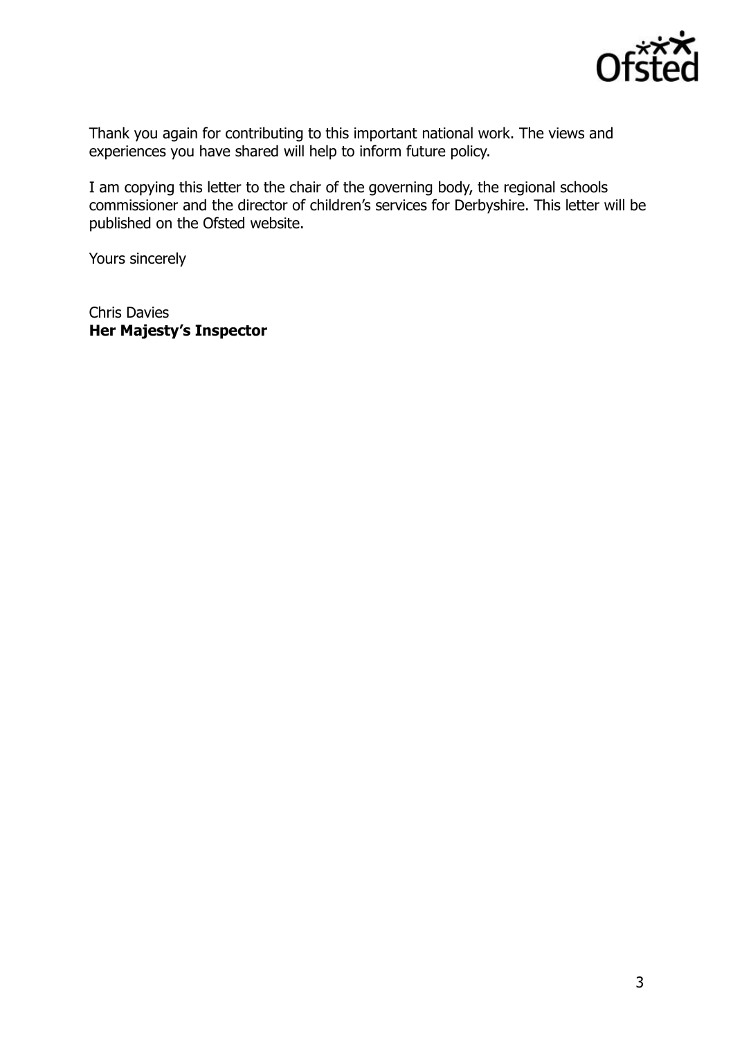Thank you again for contributing to this important national work. The views and experiences you have shared will help to inform future policy.

I am copying this letter to the chair of the governing body, the regional schools commissioner and the director of children's services for Derbyshire. This letter will be published on the Ofsted website.

Yours sincerely

Chris Davies
**Her Majesty's Inspector**